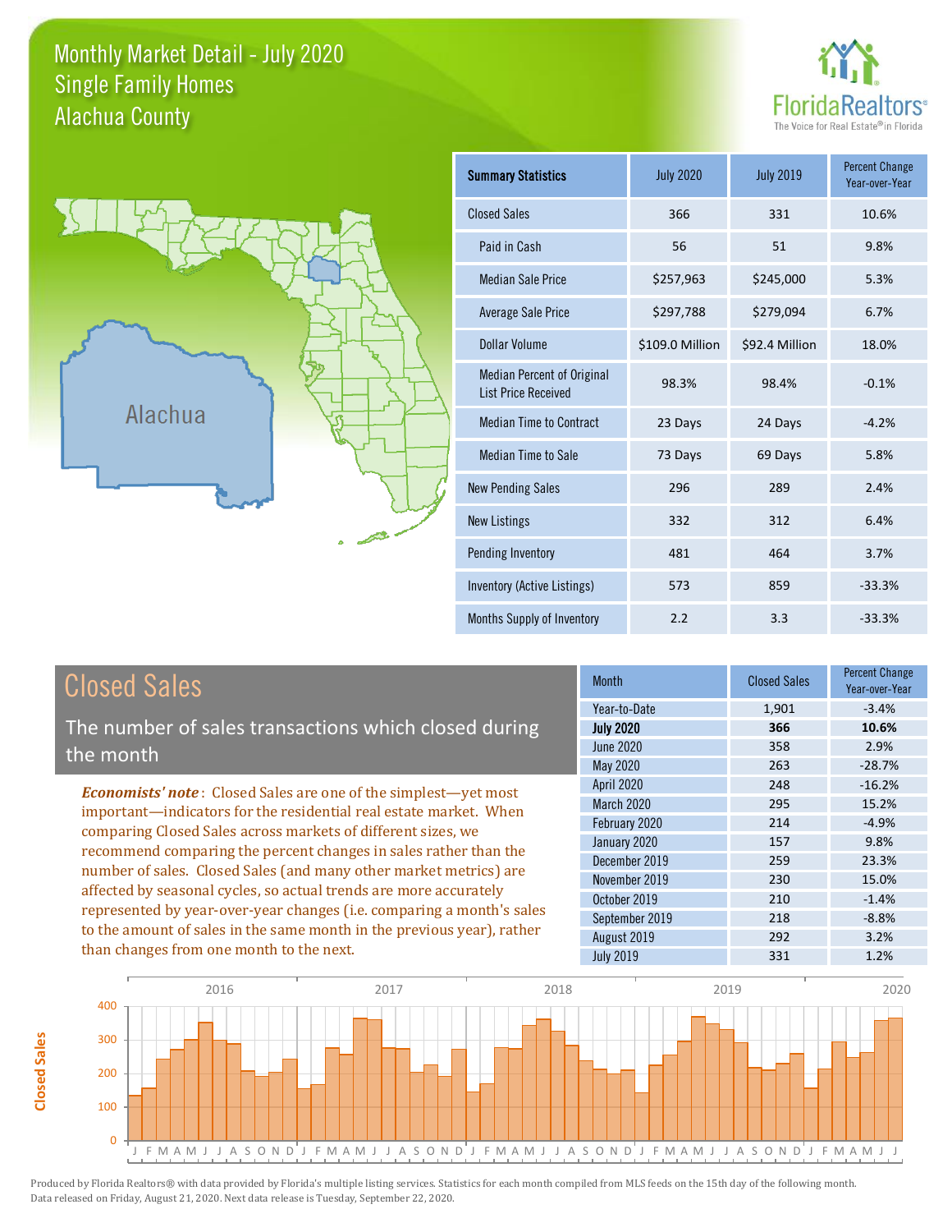# Monthly Market Detail - July 2020
## Single Family Homes
## Alachua County

FloridaRealtors®
The Voice for Real Estate® in Florida

Alachua

| Summary Statistics | July 2020 | July 2019 | Percent Change Year-over-Year |
|---|---|---|---|
| Closed Sales | 366 | 331 | 10.6% |
| Paid in Cash | 56 | 51 | 9.8% |
| Median Sale Price | $257,963 | $245,000 | 5.3% |
| Average Sale Price | $297,788 | $279,094 | 6.7% |
| Dollar Volume | $109.0 Million | $92.4 Million | 18.0% |
| Median Percent of Original List Price Received | 98.3% | 98.4% | -0.1% |
| Median Time to Contract | 23 Days | 24 Days | -4.2% |
| Median Time to Sale | 73 Days | 69 Days | 5.8% |
| New Pending Sales | 296 | 289 | 2.4% |
| New Listings | 332 | 312 | 6.4% |
| Pending Inventory | 481 | 464 | 3.7% |
| Inventory (Active Listings) | 573 | 859 | -33.3% |
| Months Supply of Inventory | 2.2 | 3.3 | -33.3% |

## Closed Sales

The number of sales transactions which closed during the month

***Economists' note***: Closed Sales are one of the simplest—yet most important—indicators for the residential real estate market. When comparing Closed Sales across markets of different sizes, we recommend comparing the percent changes in sales rather than the number of sales. Closed Sales (and many other market metrics) are affected by seasonal cycles, so actual trends are more accurately represented by year-over-year changes (i.e. comparing a month's sales to the amount of sales in the same month in the previous year), rather than changes from one month to the next.

| Month | Closed Sales | Percent Change Year-over-Year |
|---|---|---|
| Year-to-Date | 1,901 | -3.4% |
| **July 2020** | **366** | **10.6%** |
| June 2020 | 358 | 2.9% |
| May 2020 | 263 | -28.7% |
| April 2020 | 248 | -16.2% |
| March 2020 | 295 | 15.2% |
| February 2020 | 214 | -4.9% |
| January 2020 | 157 | 9.8% |
| December 2019 | 259 | 23.3% |
| November 2019 | 230 | 15.0% |
| October 2019 | 210 | -1.4% |
| September 2019 | 218 | -8.8% |
| August 2019 | 292 | 3.2% |
| July 2019 | 331 | 1.2% |

Produced by Florida Realtors® with data provided by Florida's multiple listing services. Statistics for each month compiled from MLS feeds on the 15th day of the following month. Data released on Friday, August 21, 2020. Next data release is Tuesday, September 22, 2020.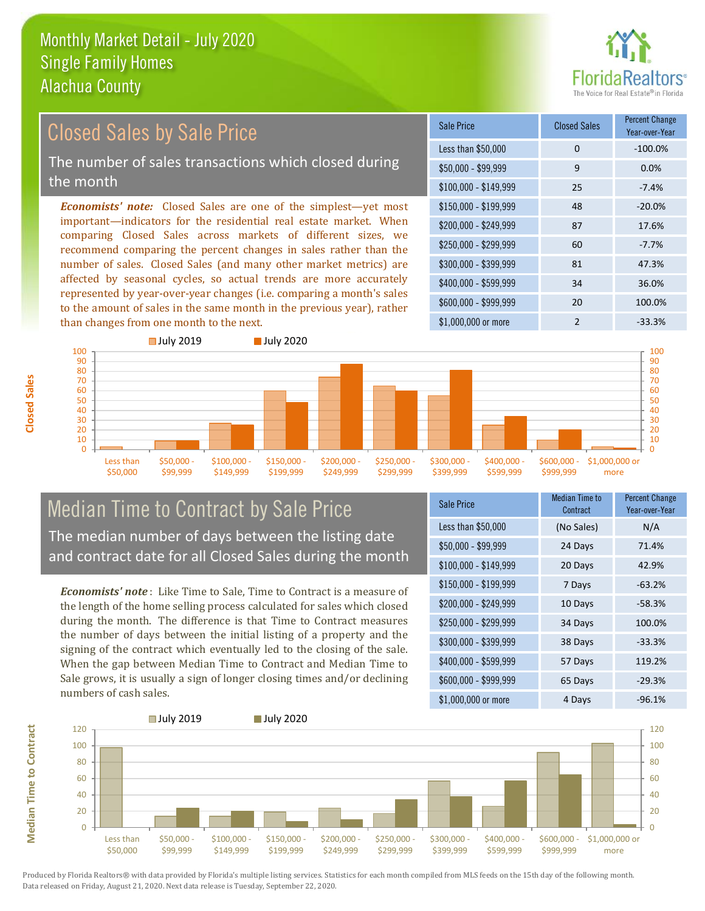# Monthly Market Detail - July 2020
## Single Family Homes
## Alachua County

## Closed Sales by Sale Price

The number of sales transactions which closed during the month

*Economists' note:* Closed Sales are one of the simplest—yet most important—indicators for the residential real estate market. When comparing Closed Sales across markets of different sizes, we recommend comparing the percent changes in sales rather than the number of sales. Closed Sales (and many other market metrics) are affected by seasonal cycles, so actual trends are more accurately represented by year-over-year changes (i.e. comparing a month's sales to the amount of sales in the same month in the previous year), rather than changes from one month to the next.

| Sale Price | Closed Sales | Percent Change Year-over-Year |
|---|---|---|
| Less than $50,000 | 0 | -100.0% |
| $50,000 - $99,999 | 9 | 0.0% |
| $100,000 - $149,999 | 25 | -7.4% |
| $150,000 - $199,999 | 48 | -20.0% |
| $200,000 - $249,999 | 87 | 17.6% |
| $250,000 - $299,999 | 60 | -7.7% |
| $300,000 - $399,999 | 81 | 47.3% |
| $400,000 - $599,999 | 34 | 36.0% |
| $600,000 - $999,999 | 20 | 100.0% |
| $1,000,000 or more | 2 | -33.3% |

## Median Time to Contract by Sale Price

The median number of days between the listing date and contract date for all Closed Sales during the month

*Economists' note*: Like Time to Sale, Time to Contract is a measure of the length of the home selling process calculated for sales which closed during the month. The difference is that Time to Contract measures the number of days between the initial listing of a property and the signing of the contract which eventually led to the closing of the sale. When the gap between Median Time to Contract and Median Time to Sale grows, it is usually a sign of longer closing times and/or declining numbers of cash sales.

| Sale Price | Median Time to Contract | Percent Change Year-over-Year |
|---|---|---|
| Less than $50,000 | (No Sales) | N/A |
| $50,000 - $99,999 | 24 Days | 71.4% |
| $100,000 - $149,999 | 20 Days | 42.9% |
| $150,000 - $199,999 | 7 Days | -63.2% |
| $200,000 - $249,999 | 10 Days | -58.3% |
| $250,000 - $299,999 | 34 Days | 100.0% |
| $300,000 - $399,999 | 38 Days | -33.3% |
| $400,000 - $599,999 | 57 Days | 119.2% |
| $600,000 - $999,999 | 65 Days | -29.3% |
| $1,000,000 or more | 4 Days | -96.1% |

Produced by Florida Realtors® with data provided by Florida's multiple listing services. Statistics for each month compiled from MLS feeds on the 15th day of the following month. Data released on Friday, August 21, 2020. Next data release is Tuesday, September 22, 2020.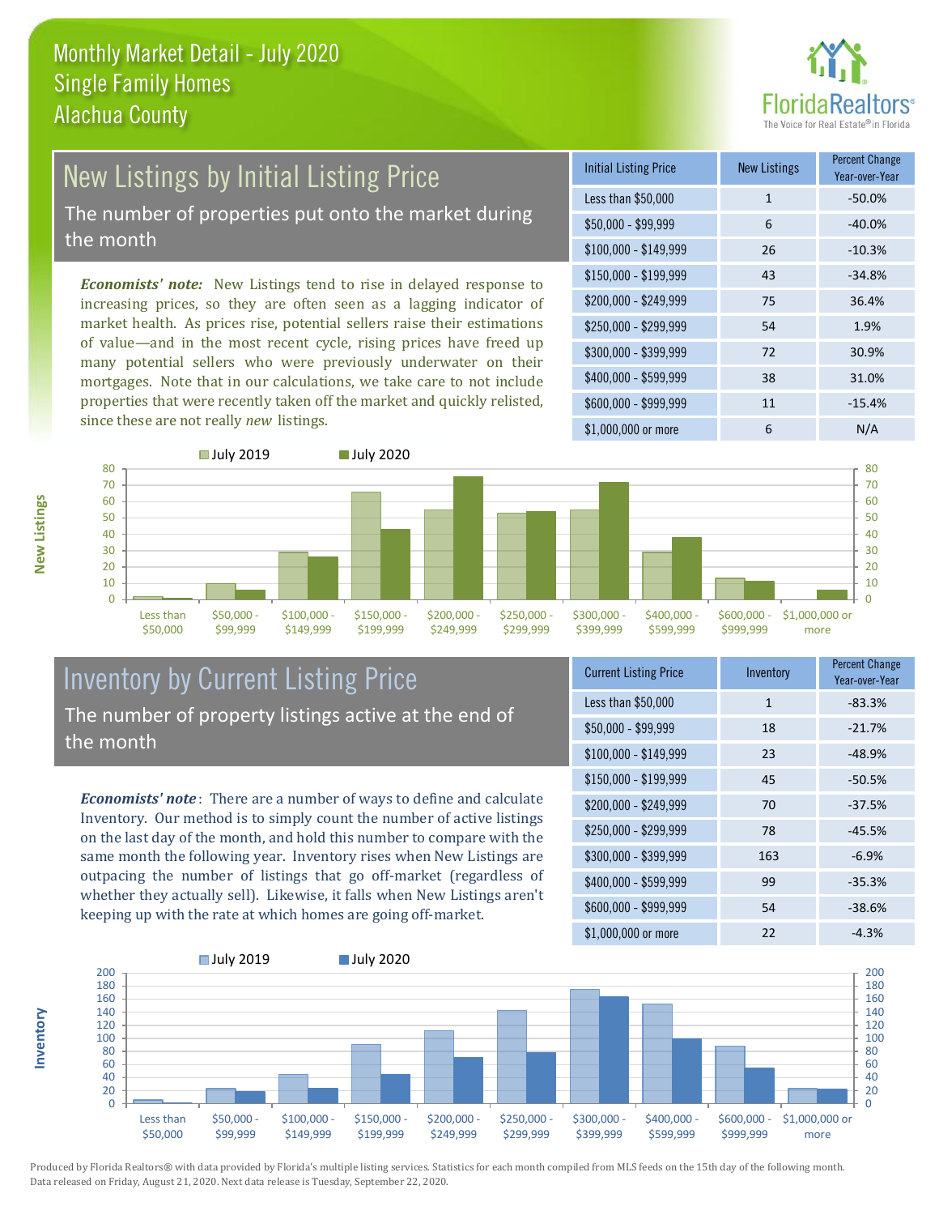# Monthly Market Detail - July 2020
## Single Family Homes
## Alachua County

## New Listings by Initial Listing Price

The number of properties put onto the market during the month

*Economists' note:* New Listings tend to rise in delayed response to increasing prices, so they are often seen as a lagging indicator of market health. As prices rise, potential sellers raise their estimations of value—and in the most recent cycle, rising prices have freed up many potential sellers who were previously underwater on their mortgages. Note that in our calculations, we take care to not include properties that were recently taken off the market and quickly relisted, since these are not really *new* listings.

| Initial Listing Price | New Listings | Percent Change Year-over-Year |
|---|---|---|
| Less than $50,000 | 1 | -50.0% |
| $50,000 - $99,999 | 6 | -40.0% |
| $100,000 - $149,999 | 26 | -10.3% |
| $150,000 - $199,999 | 43 | -34.8% |
| $200,000 - $249,999 | 75 | 36.4% |
| $250,000 - $299,999 | 54 | 1.9% |
| $300,000 - $399,999 | 72 | 30.9% |
| $400,000 - $599,999 | 38 | 31.0% |
| $600,000 - $999,999 | 11 | -15.4% |
| $1,000,000 or more | 6 | N/A |

## Inventory by Current Listing Price

The number of property listings active at the end of the month

*Economists' note*: There are a number of ways to define and calculate Inventory. Our method is to simply count the number of active listings on the last day of the month, and hold this number to compare with the same month the following year. Inventory rises when New Listings are outpacing the number of listings that go off-market (regardless of whether they actually sell). Likewise, it falls when New Listings aren't keeping up with the rate at which homes are going off-market.

| Current Listing Price | Inventory | Percent Change Year-over-Year |
|---|---|---|
| Less than $50,000 | 1 | -83.3% |
| $50,000 - $99,999 | 18 | -21.7% |
| $100,000 - $149,999 | 23 | -48.9% |
| $150,000 - $199,999 | 45 | -50.5% |
| $200,000 - $249,999 | 70 | -37.5% |
| $250,000 - $299,999 | 78 | -45.5% |
| $300,000 - $399,999 | 163 | -6.9% |
| $400,000 - $599,999 | 99 | -35.3% |
| $600,000 - $999,999 | 54 | -38.6% |
| $1,000,000 or more | 22 | -4.3% |

Produced by Florida Realtors® with data provided by Florida's multiple listing services. Statistics for each month compiled from MLS feeds on the 15th day of the following month. Data released on Friday, August 21, 2020. Next data release is Tuesday, September 22, 2020.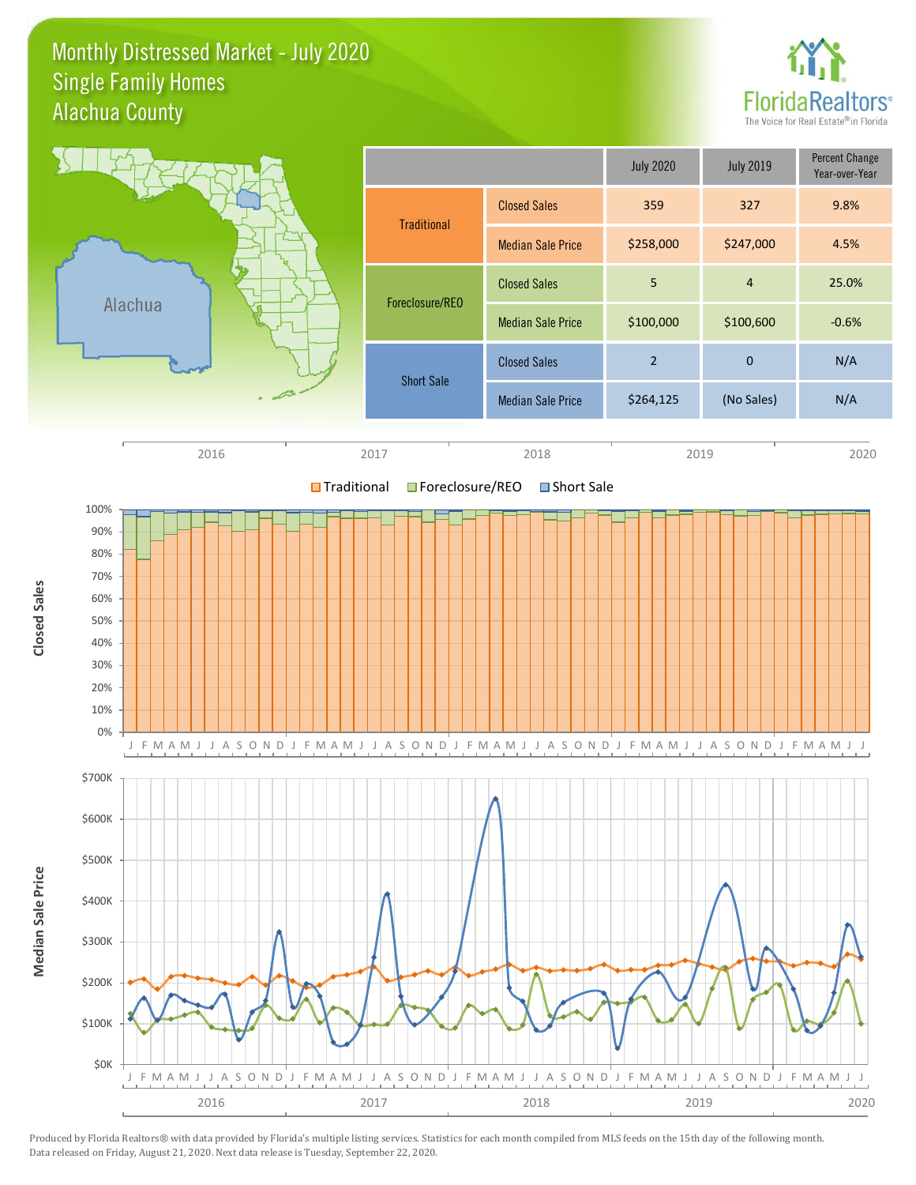# Monthly Distressed Market - July 2020
## Single Family Homes
## Alachua County

FloridaRealtors® The Voice for Real Estate® in Florida

| | | July 2020 | July 2019 | Percent Change Year-over-Year |
|---|---|---|---|---|
| Traditional | Closed Sales | 359 | 327 | 9.8% |
| | Median Sale Price | $258,000 | $247,000 | 4.5% |
| Foreclosure/REO | Closed Sales | 5 | 4 | 25.0% |
| | Median Sale Price | $100,000 | $100,600 | -0.6% |
| Short Sale | Closed Sales | 2 | 0 | N/A |
| | Median Sale Price | $264,125 | (No Sales) | N/A |

Produced by Florida Realtors® with data provided by Florida's multiple listing services. Statistics for each month compiled from MLS feeds on the 15th day of the following month. Data released on Friday, August 21, 2020. Next data release is Tuesday, September 22, 2020.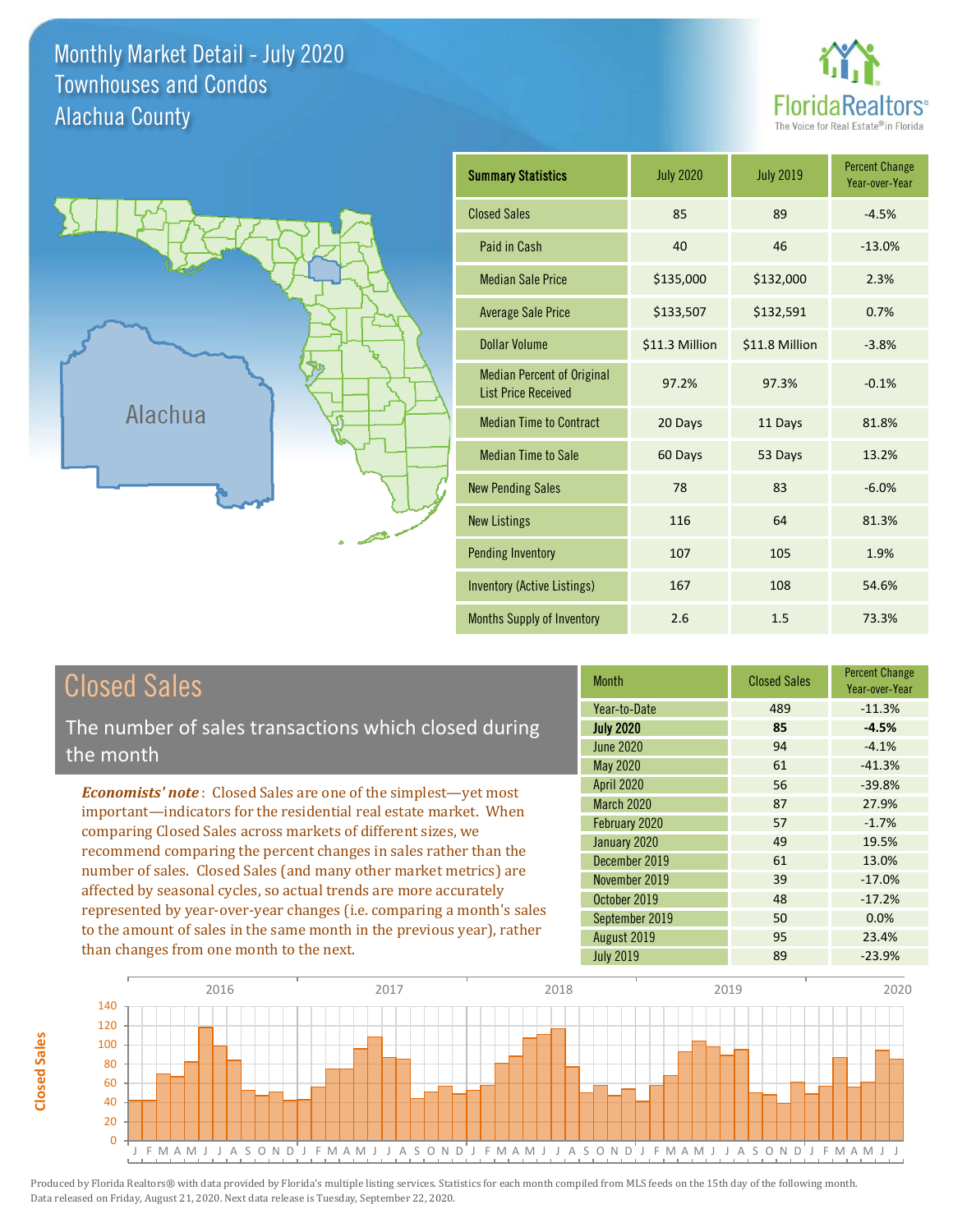# Monthly Market Detail - July 2020
## Townhouses and Condos
## Alachua County

FloridaRealtors® The Voice for Real Estate® in Florida

| Summary Statistics | July 2020 | July 2019 | Percent Change Year-over-Year |
|---|---|---|---|
| Closed Sales | 85 | 89 | -4.5% |
| Paid in Cash | 40 | 46 | -13.0% |
| Median Sale Price | $135,000 | $132,000 | 2.3% |
| Average Sale Price | $133,507 | $132,591 | 0.7% |
| Dollar Volume | $11.3 Million | $11.8 Million | -3.8% |
| Median Percent of Original List Price Received | 97.2% | 97.3% | -0.1% |
| Median Time to Contract | 20 Days | 11 Days | 81.8% |
| Median Time to Sale | 60 Days | 53 Days | 13.2% |
| New Pending Sales | 78 | 83 | -6.0% |
| New Listings | 116 | 64 | 81.3% |
| Pending Inventory | 107 | 105 | 1.9% |
| Inventory (Active Listings) | 167 | 108 | 54.6% |
| Months Supply of Inventory | 2.6 | 1.5 | 73.3% |

## Closed Sales

The number of sales transactions which closed during the month

***Economists' note***: Closed Sales are one of the simplest—yet most important—indicators for the residential real estate market. When comparing Closed Sales across markets of different sizes, we recommend comparing the percent changes in sales rather than the number of sales. Closed Sales (and many other market metrics) are affected by seasonal cycles, so actual trends are more accurately represented by year-over-year changes (i.e. comparing a month's sales to the amount of sales in the same month in the previous year), rather than changes from one month to the next.

| Month | Closed Sales | Percent Change Year-over-Year |
|---|---|---|
| Year-to-Date | 489 | -11.3% |
| **July 2020** | **85** | **-4.5%** |
| June 2020 | 94 | -4.1% |
| May 2020 | 61 | -41.3% |
| April 2020 | 56 | -39.8% |
| March 2020 | 87 | 27.9% |
| February 2020 | 57 | -1.7% |
| January 2020 | 49 | 19.5% |
| December 2019 | 61 | 13.0% |
| November 2019 | 39 | -17.0% |
| October 2019 | 48 | -17.2% |
| September 2019 | 50 | 0.0% |
| August 2019 | 95 | 23.4% |
| July 2019 | 89 | -23.9% |

Produced by Florida Realtors® with data provided by Florida's multiple listing services. Statistics for each month compiled from MLS feeds on the 15th day of the following month. Data released on Friday, August 21, 2020. Next data release is Tuesday, September 22, 2020.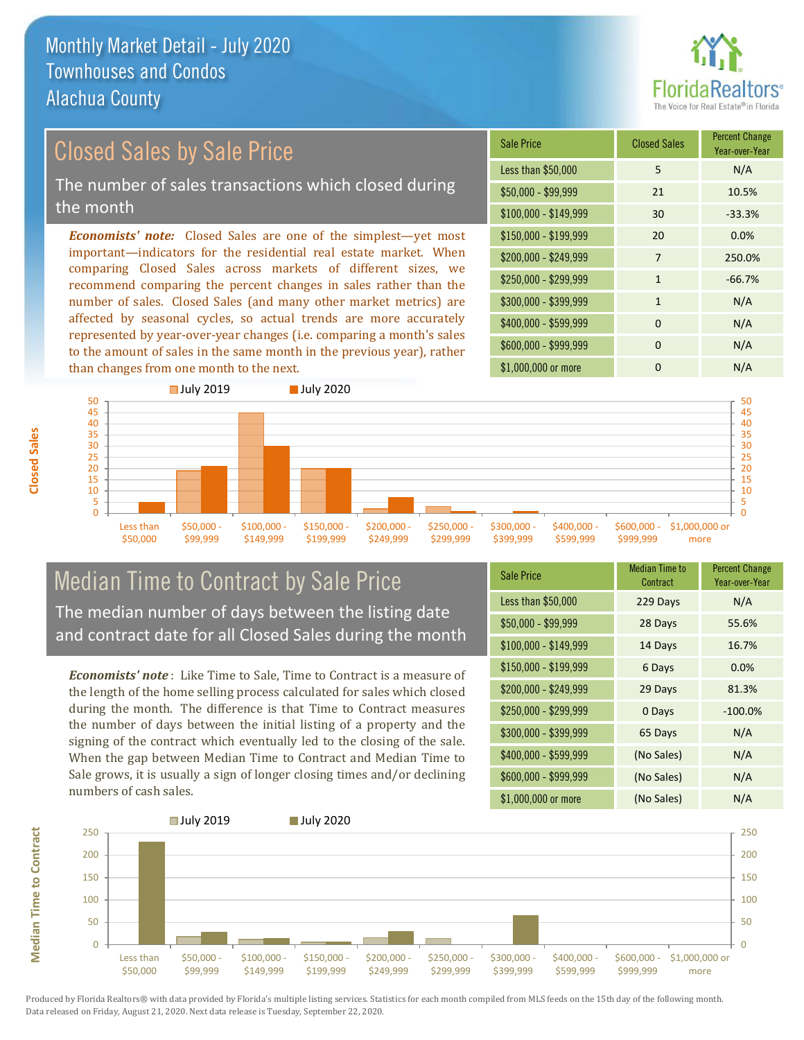# Monthly Market Detail - July 2020
## Townhouses and Condos
## Alachua County

## Closed Sales by Sale Price

The number of sales transactions which closed during the month

*Economists' note:* Closed Sales are one of the simplest—yet most important—indicators for the residential real estate market. When comparing Closed Sales across markets of different sizes, we recommend comparing the percent changes in sales rather than the number of sales. Closed Sales (and many other market metrics) are affected by seasonal cycles, so actual trends are more accurately represented by year-over-year changes (i.e. comparing a month's sales to the amount of sales in the same month in the previous year), rather than changes from one month to the next.

| Sale Price | Closed Sales | Percent Change Year-over-Year |
|---|---|---|
| Less than $50,000 | 5 | N/A |
| $50,000 - $99,999 | 21 | 10.5% |
| $100,000 - $149,999 | 30 | -33.3% |
| $150,000 - $199,999 | 20 | 0.0% |
| $200,000 - $249,999 | 7 | 250.0% |
| $250,000 - $299,999 | 1 | -66.7% |
| $300,000 - $399,999 | 1 | N/A |
| $400,000 - $599,999 | 0 | N/A |
| $600,000 - $999,999 | 0 | N/A |
| $1,000,000 or more | 0 | N/A |

## Median Time to Contract by Sale Price

The median number of days between the listing date and contract date for all Closed Sales during the month

*Economists' note*: Like Time to Sale, Time to Contract is a measure of the length of the home selling process calculated for sales which closed during the month. The difference is that Time to Contract measures the number of days between the initial listing of a property and the signing of the contract which eventually led to the closing of the sale. When the gap between Median Time to Contract and Median Time to Sale grows, it is usually a sign of longer closing times and/or declining numbers of cash sales.

| Sale Price | Median Time to Contract | Percent Change Year-over-Year |
|---|---|---|
| Less than $50,000 | 229 Days | N/A |
| $50,000 - $99,999 | 28 Days | 55.6% |
| $100,000 - $149,999 | 14 Days | 16.7% |
| $150,000 - $199,999 | 6 Days | 0.0% |
| $200,000 - $249,999 | 29 Days | 81.3% |
| $250,000 - $299,999 | 0 Days | -100.0% |
| $300,000 - $399,999 | 65 Days | N/A |
| $400,000 - $599,999 | (No Sales) | N/A |
| $600,000 - $999,999 | (No Sales) | N/A |
| $1,000,000 or more | (No Sales) | N/A |

Produced by Florida Realtors® with data provided by Florida's multiple listing services. Statistics for each month compiled from MLS feeds on the 15th day of the following month. Data released on Friday, August 21, 2020. Next data release is Tuesday, September 22, 2020.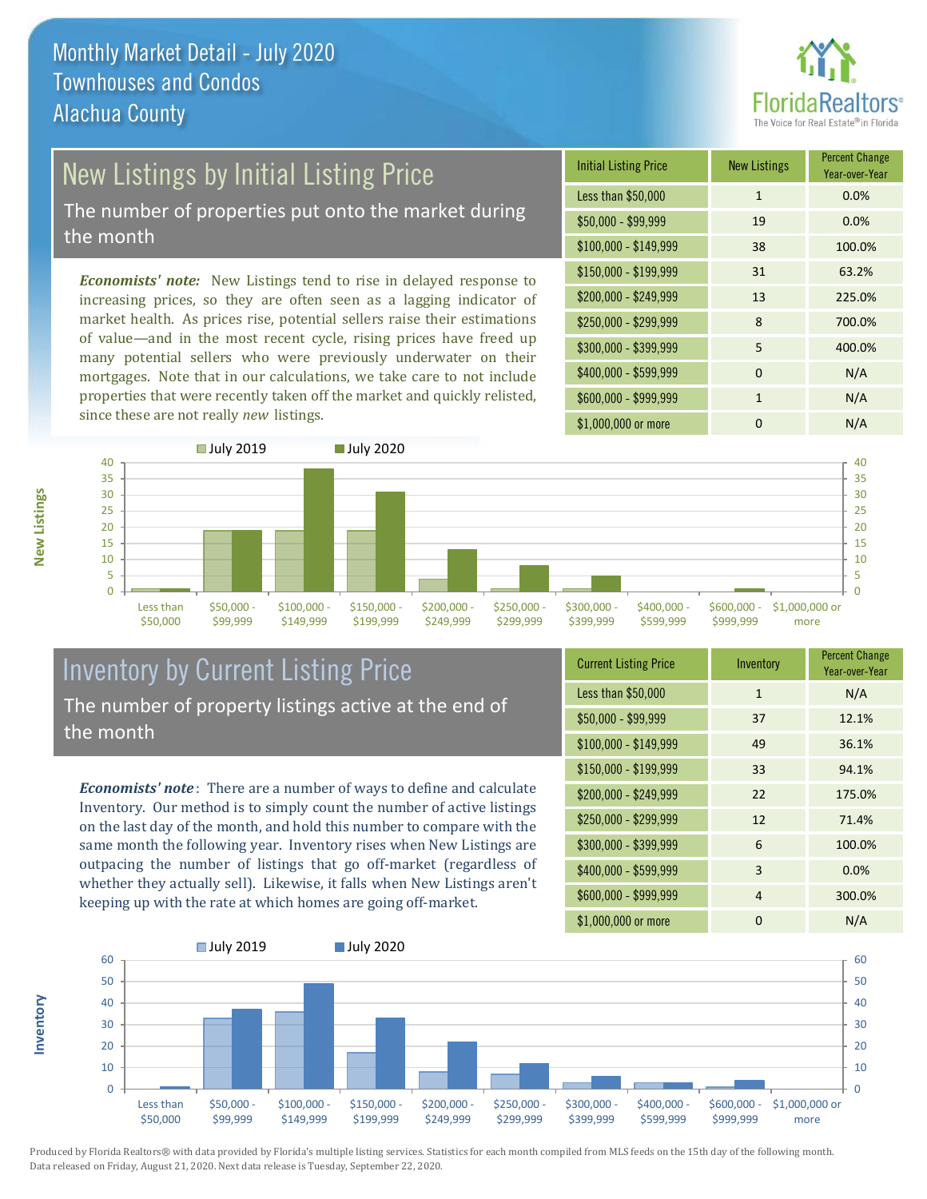Monthly Market Detail - July 2020
Townhouses and Condos
Alachua County

## New Listings by Initial Listing Price

The number of properties put onto the market during the month

***Economists' note:*** New Listings tend to rise in delayed response to increasing prices, so they are often seen as a lagging indicator of market health. As prices rise, potential sellers raise their estimations of value—and in the most recent cycle, rising prices have freed up many potential sellers who were previously underwater on their mortgages. Note that in our calculations, we take care to not include properties that were recently taken off the market and quickly relisted, since these are not really *new* listings.

| Initial Listing Price | New Listings | Percent Change Year-over-Year |
|---|---|---|
| Less than $50,000 | 1 | 0.0% |
| $50,000 - $99,999 | 19 | 0.0% |
| $100,000 - $149,999 | 38 | 100.0% |
| $150,000 - $199,999 | 31 | 63.2% |
| $200,000 - $249,999 | 13 | 225.0% |
| $250,000 - $299,999 | 8 | 700.0% |
| $300,000 - $399,999 | 5 | 400.0% |
| $400,000 - $599,999 | 0 | N/A |
| $600,000 - $999,999 | 1 | N/A |
| $1,000,000 or more | 0 | N/A |

## Inventory by Current Listing Price

The number of property listings active at the end of the month

***Economists' note*:** There are a number of ways to define and calculate Inventory. Our method is to simply count the number of active listings on the last day of the month, and hold this number to compare with the same month the following year. Inventory rises when New Listings are outpacing the number of listings that go off-market (regardless of whether they actually sell). Likewise, it falls when New Listings aren't keeping up with the rate at which homes are going off-market.

| Current Listing Price | Inventory | Percent Change Year-over-Year |
|---|---|---|
| Less than $50,000 | 1 | N/A |
| $50,000 - $99,999 | 37 | 12.1% |
| $100,000 - $149,999 | 49 | 36.1% |
| $150,000 - $199,999 | 33 | 94.1% |
| $200,000 - $249,999 | 22 | 175.0% |
| $250,000 - $299,999 | 12 | 71.4% |
| $300,000 - $399,999 | 6 | 100.0% |
| $400,000 - $599,999 | 3 | 0.0% |
| $600,000 - $999,999 | 4 | 300.0% |
| $1,000,000 or more | 0 | N/A |

Produced by Florida Realtors® with data provided by Florida's multiple listing services. Statistics for each month compiled from MLS feeds on the 15th day of the following month. Data released on Friday, August 21, 2020. Next data release is Tuesday, September 22, 2020.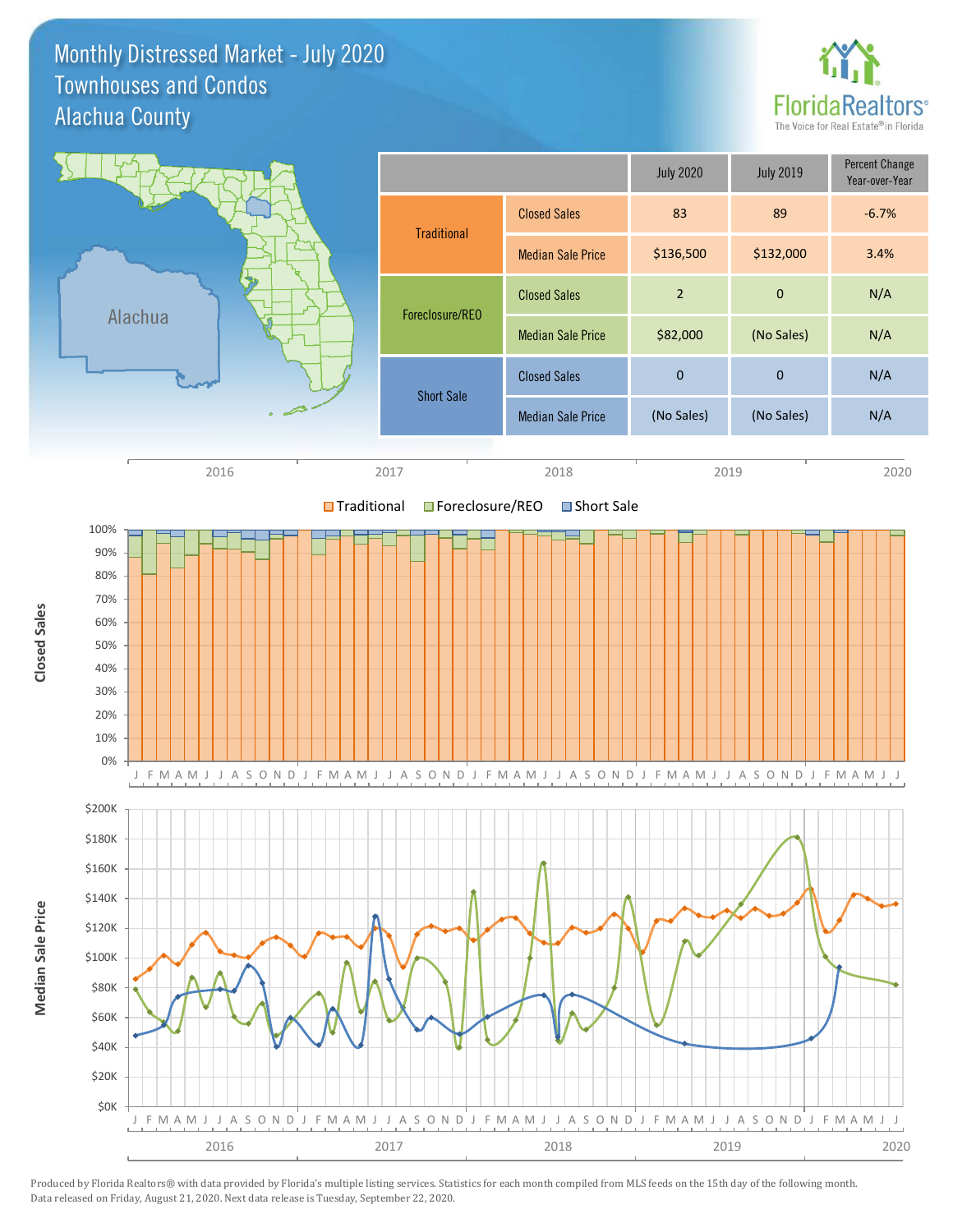# Monthly Distressed Market - July 2020
## Townhouses and Condos
## Alachua County

| | | July 2020 | July 2019 | Percent Change Year-over-Year |
|---|---|---|---|---|
| Traditional | Closed Sales | 83 | 89 | -6.7% |
| | Median Sale Price | $136,500 | $132,000 | 3.4% |
| Foreclosure/REO | Closed Sales | 2 | 0 | N/A |
| | Median Sale Price | $82,000 | (No Sales) | N/A |
| Short Sale | Closed Sales | 0 | 0 | N/A |
| | Median Sale Price | (No Sales) | (No Sales) | N/A |

Produced by Florida Realtors® with data provided by Florida's multiple listing services. Statistics for each month compiled from MLS feeds on the 15th day of the following month. Data released on Friday, August 21, 2020. Next data release is Tuesday, September 22, 2020.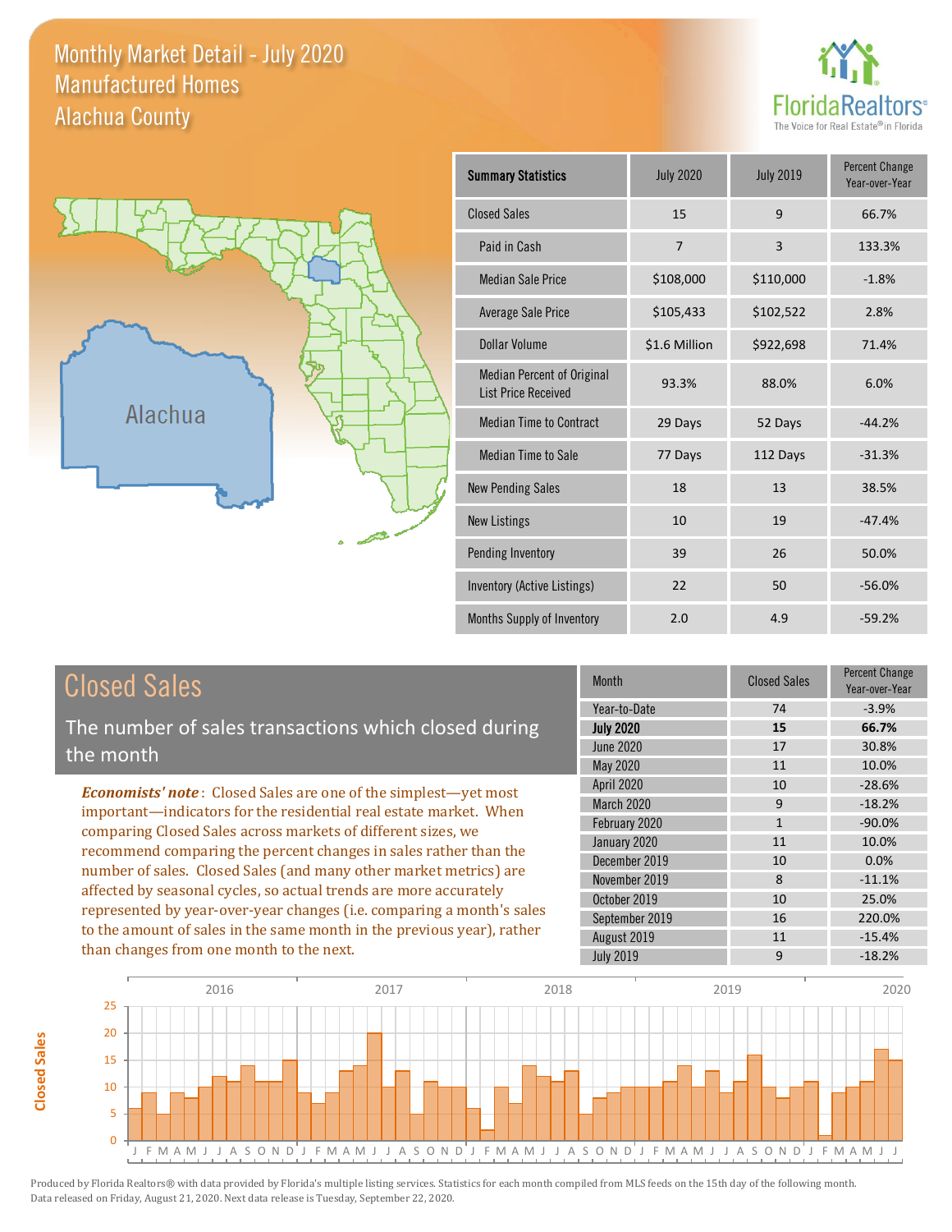# Monthly Market Detail - July 2020
## Manufactured Homes
## Alachua County

| Summary Statistics | July 2020 | July 2019 | Percent Change Year-over-Year |
|---|---|---|---|
| Closed Sales | 15 | 9 | 66.7% |
| Paid in Cash | 7 | 3 | 133.3% |
| Median Sale Price | $108,000 | $110,000 | -1.8% |
| Average Sale Price | $105,433 | $102,522 | 2.8% |
| Dollar Volume | $1.6 Million | $922,698 | 71.4% |
| Median Percent of Original List Price Received | 93.3% | 88.0% | 6.0% |
| Median Time to Contract | 29 Days | 52 Days | -44.2% |
| Median Time to Sale | 77 Days | 112 Days | -31.3% |
| New Pending Sales | 18 | 13 | 38.5% |
| New Listings | 10 | 19 | -47.4% |
| Pending Inventory | 39 | 26 | 50.0% |
| Inventory (Active Listings) | 22 | 50 | -56.0% |
| Months Supply of Inventory | 2.0 | 4.9 | -59.2% |

## Closed Sales

The number of sales transactions which closed during the month

*Economists' note*: Closed Sales are one of the simplest—yet most important—indicators for the residential real estate market. When comparing Closed Sales across markets of different sizes, we recommend comparing the percent changes in sales rather than the number of sales. Closed Sales (and many other market metrics) are affected by seasonal cycles, so actual trends are more accurately represented by year-over-year changes (i.e. comparing a month's sales to the amount of sales in the same month in the previous year), rather than changes from one month to the next.

| Month | Closed Sales | Percent Change Year-over-Year |
|---|---|---|
| Year-to-Date | 74 | -3.9% |
| **July 2020** | **15** | **66.7%** |
| June 2020 | 17 | 30.8% |
| May 2020 | 11 | 10.0% |
| April 2020 | 10 | -28.6% |
| March 2020 | 9 | -18.2% |
| February 2020 | 1 | -90.0% |
| January 2020 | 11 | 10.0% |
| December 2019 | 10 | 0.0% |
| November 2019 | 8 | -11.1% |
| October 2019 | 10 | 25.0% |
| September 2019 | 16 | 220.0% |
| August 2019 | 11 | -15.4% |
| July 2019 | 9 | -18.2% |

Produced by Florida Realtors® with data provided by Florida's multiple listing services. Statistics for each month compiled from MLS feeds on the 15th day of the following month. Data released on Friday, August 21, 2020. Next data release is Tuesday, September 22, 2020.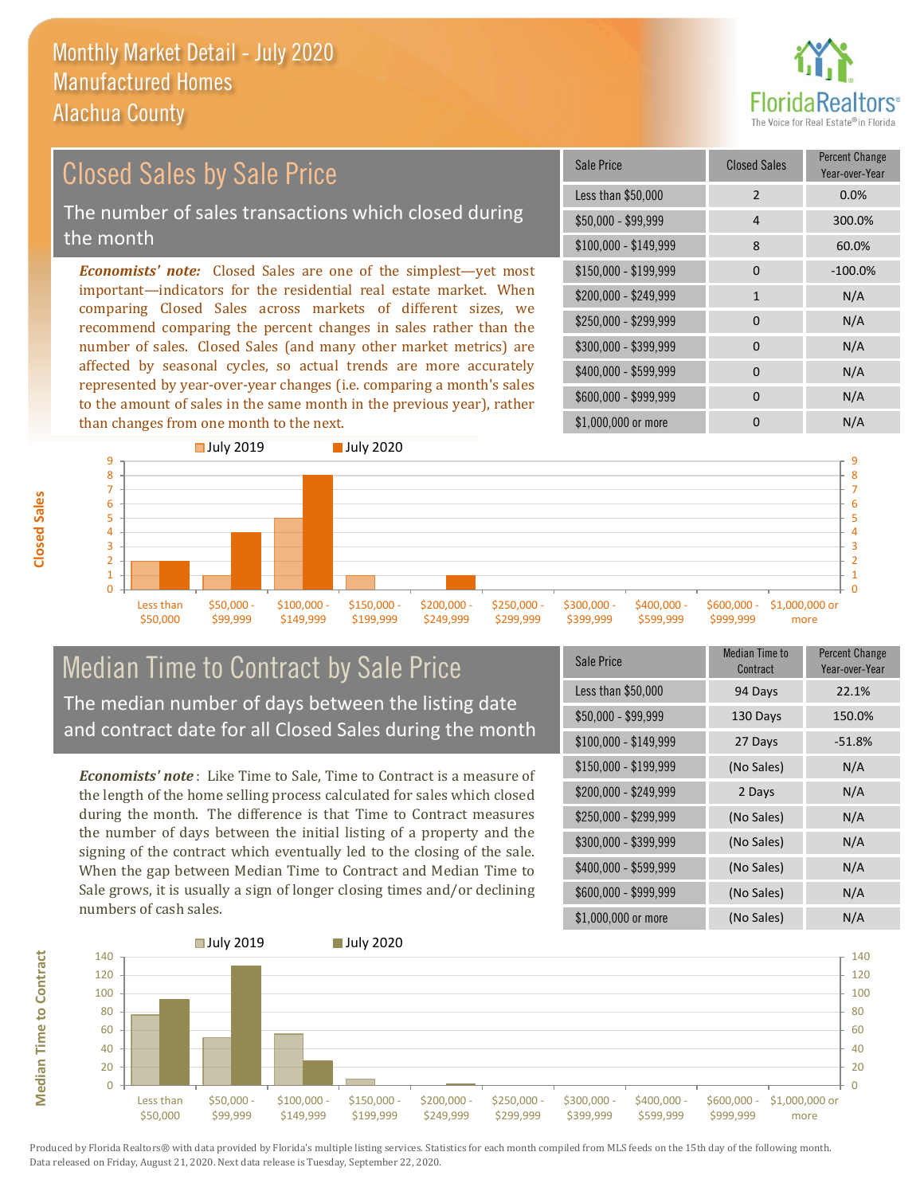# Monthly Market Detail - July 2020
## Manufactured Homes
## Alachua County

## Closed Sales by Sale Price

The number of sales transactions which closed during the month

*Economists' note:* Closed Sales are one of the simplest—yet most important—indicators for the residential real estate market. When comparing Closed Sales across markets of different sizes, we recommend comparing the percent changes in sales rather than the number of sales. Closed Sales (and many other market metrics) are affected by seasonal cycles, so actual trends are more accurately represented by year-over-year changes (i.e. comparing a month's sales to the amount of sales in the same month in the previous year), rather than changes from one month to the next.

| Sale Price | Closed Sales | Percent Change Year-over-Year |
|---|---|---|
| Less than $50,000 | 2 | 0.0% |
| $50,000 - $99,999 | 4 | 300.0% |
| $100,000 - $149,999 | 8 | 60.0% |
| $150,000 - $199,999 | 0 | -100.0% |
| $200,000 - $249,999 | 1 | N/A |
| $250,000 - $299,999 | 0 | N/A |
| $300,000 - $399,999 | 0 | N/A |
| $400,000 - $599,999 | 0 | N/A |
| $600,000 - $999,999 | 0 | N/A |
| $1,000,000 or more | 0 | N/A |

## Median Time to Contract by Sale Price

The median number of days between the listing date and contract date for all Closed Sales during the month

*Economists' note*: Like Time to Sale, Time to Contract is a measure of the length of the home selling process calculated for sales which closed during the month. The difference is that Time to Contract measures the number of days between the initial listing of a property and the signing of the contract which eventually led to the closing of the sale. When the gap between Median Time to Contract and Median Time to Sale grows, it is usually a sign of longer closing times and/or declining numbers of cash sales.

| Sale Price | Median Time to Contract | Percent Change Year-over-Year |
|---|---|---|
| Less than $50,000 | 94 Days | 22.1% |
| $50,000 - $99,999 | 130 Days | 150.0% |
| $100,000 - $149,999 | 27 Days | -51.8% |
| $150,000 - $199,999 | (No Sales) | N/A |
| $200,000 - $249,999 | 2 Days | N/A |
| $250,000 - $299,999 | (No Sales) | N/A |
| $300,000 - $399,999 | (No Sales) | N/A |
| $400,000 - $599,999 | (No Sales) | N/A |
| $600,000 - $999,999 | (No Sales) | N/A |
| $1,000,000 or more | (No Sales) | N/A |

Produced by Florida Realtors® with data provided by Florida's multiple listing services. Statistics for each month compiled from MLS feeds on the 15th day of the following month. Data released on Friday, August 21, 2020. Next data release is Tuesday, September 22, 2020.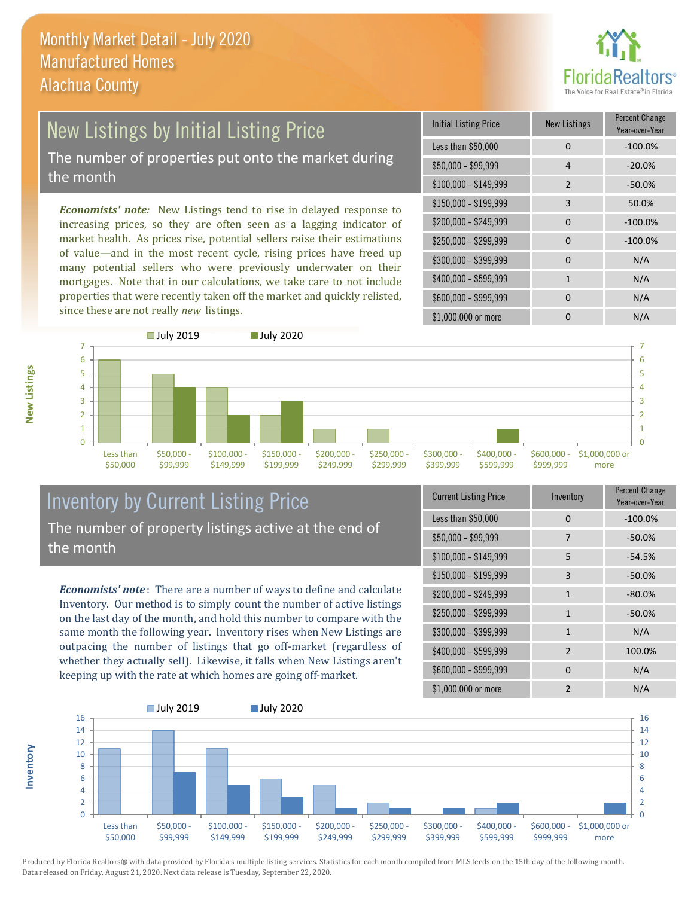# Monthly Market Detail - July 2020
## Manufactured Homes
## Alachua County

## New Listings by Initial Listing Price

The number of properties put onto the market during the month

*Economists' note:* New Listings tend to rise in delayed response to increasing prices, so they are often seen as a lagging indicator of market health. As prices rise, potential sellers raise their estimations of value—and in the most recent cycle, rising prices have freed up many potential sellers who were previously underwater on their mortgages. Note that in our calculations, we take care to not include properties that were recently taken off the market and quickly relisted, since these are not really *new* listings.

| Initial Listing Price | New Listings | Percent Change Year-over-Year |
|---|---|---|
| Less than $50,000 | 0 | -100.0% |
| $50,000 - $99,999 | 4 | -20.0% |
| $100,000 - $149,999 | 2 | -50.0% |
| $150,000 - $199,999 | 3 | 50.0% |
| $200,000 - $249,999 | 0 | -100.0% |
| $250,000 - $299,999 | 0 | -100.0% |
| $300,000 - $399,999 | 0 | N/A |
| $400,000 - $599,999 | 1 | N/A |
| $600,000 - $999,999 | 0 | N/A |
| $1,000,000 or more | 0 | N/A |

| New Listings | July 2019 | July 2020 |
|---|---|---|
| Less than $50,000 | 6 | 0 |
| $50,000 - $99,999 | 5 | 4 |
| $100,000 - $149,999 | 4 | 2 |
| $150,000 - $199,999 | 2 | 3 |
| $200,000 - $249,999 | 1 | 0 |
| $250,000 - $299,999 | 1 | 0 |
| $300,000 - $399,999 | 0 | 0 |
| $400,000 - $599,999 | 0 | 1 |
| $600,000 - $999,999 | 0 | 0 |
| $1,000,000 or more | 0 | 0 |

## Inventory by Current Listing Price

The number of property listings active at the end of the month

*Economists' note*: There are a number of ways to define and calculate Inventory. Our method is to simply count the number of active listings on the last day of the month, and hold this number to compare with the same month the following year. Inventory rises when New Listings are outpacing the number of listings that go off-market (regardless of whether they actually sell). Likewise, it falls when New Listings aren't keeping up with the rate at which homes are going off-market.

| Current Listing Price | Inventory | Percent Change Year-over-Year |
|---|---|---|
| Less than $50,000 | 0 | -100.0% |
| $50,000 - $99,999 | 7 | -50.0% |
| $100,000 - $149,999 | 5 | -54.5% |
| $150,000 - $199,999 | 3 | -50.0% |
| $200,000 - $249,999 | 1 | -80.0% |
| $250,000 - $299,999 | 1 | -50.0% |
| $300,000 - $399,999 | 1 | N/A |
| $400,000 - $599,999 | 2 | 100.0% |
| $600,000 - $999,999 | 0 | N/A |
| $1,000,000 or more | 2 | N/A |

| Inventory | July 2019 | July 2020 |
|---|---|---|
| Less than $50,000 | 11 | 0 |
| $50,000 - $99,999 | 14 | 7 |
| $100,000 - $149,999 | 11 | 5 |
| $150,000 - $199,999 | 6 | 3 |
| $200,000 - $249,999 | 5 | 1 |
| $250,000 - $299,999 | 2 | 1 |
| $300,000 - $399,999 | 0 | 1 |
| $400,000 - $599,999 | 1 | 2 |
| $600,000 - $999,999 | 0 | 0 |
| $1,000,000 or more | 0 | 2 |

Produced by Florida Realtors® with data provided by Florida's multiple listing services. Statistics for each month compiled from MLS feeds on the 15th day of the following month. Data released on Friday, August 21, 2020. Next data release is Tuesday, September 22, 2020.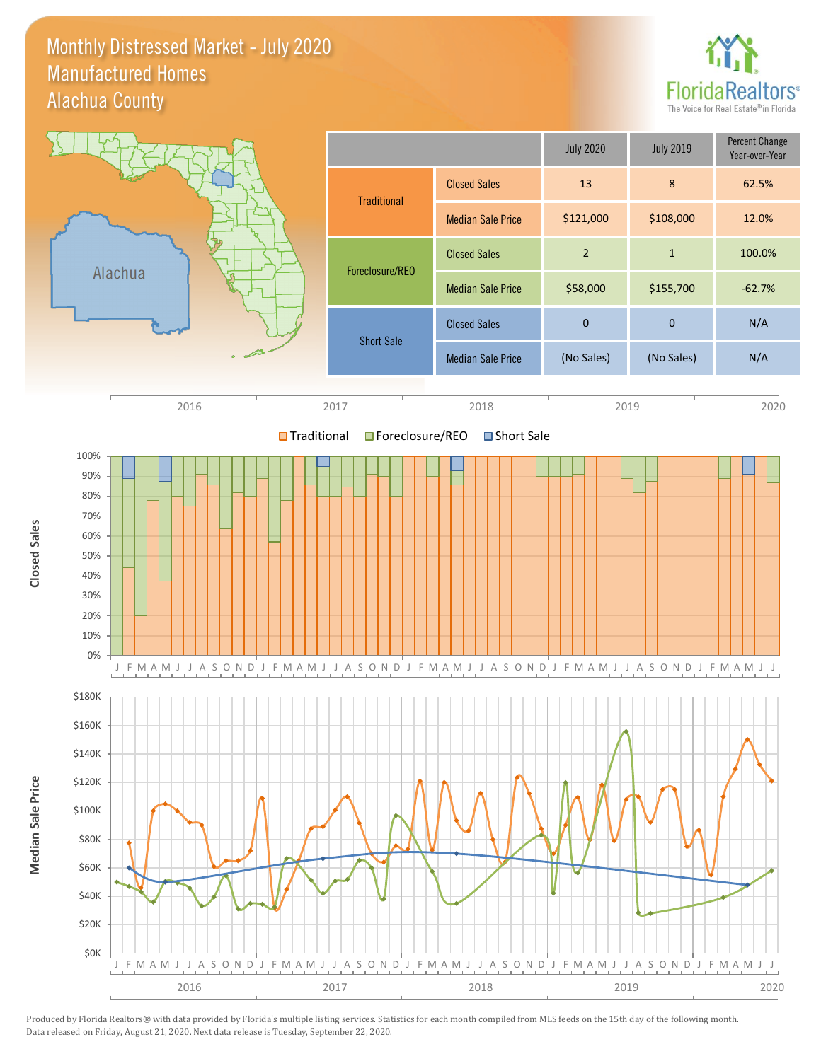# Monthly Distressed Market - July 2020
## Manufactured Homes
## Alachua County

FloridaRealtors®
The Voice for Real Estate® in Florida

Alachua

| | | July 2020 | July 2019 | Percent Change Year-over-Year |
|---|---|---|---|---|
| Traditional | Closed Sales | 13 | 8 | 62.5% |
| | Median Sale Price | $121,000 | $108,000 | 12.0% |
| Foreclosure/REO | Closed Sales | 2 | 1 | 100.0% |
| | Median Sale Price | $58,000 | $155,700 | -62.7% |
| Short Sale | Closed Sales | 0 | 0 | N/A |
| | Median Sale Price | (No Sales) | (No Sales) | N/A |

2016 2017 2018 2019 2020

Traditional Foreclosure/REO Short Sale

Closed Sales

100% 90% 80% 70% 60% 50% 40% 30% 20% 10% 0%

J F M A M J J A S O N D J F M A M J J A S O N D J F M A M J J A S O N D J F M A M J J A S O N D J F M A M J J

Median Sale Price

$180K $160K $140K $120K $100K $80K $60K $40K $20K $0K

J F M A M J J A S O N D J F M A M J J A S O N D J F M A M J J A S O N D J F M A M J J A S O N D J F M A M J J

2016 2017 2018 2019 2020

Produced by Florida Realtors® with data provided by Florida's multiple listing services. Statistics for each month compiled from MLS feeds on the 15th day of the following month. Data released on Friday, August 21, 2020. Next data release is Tuesday, September 22, 2020.